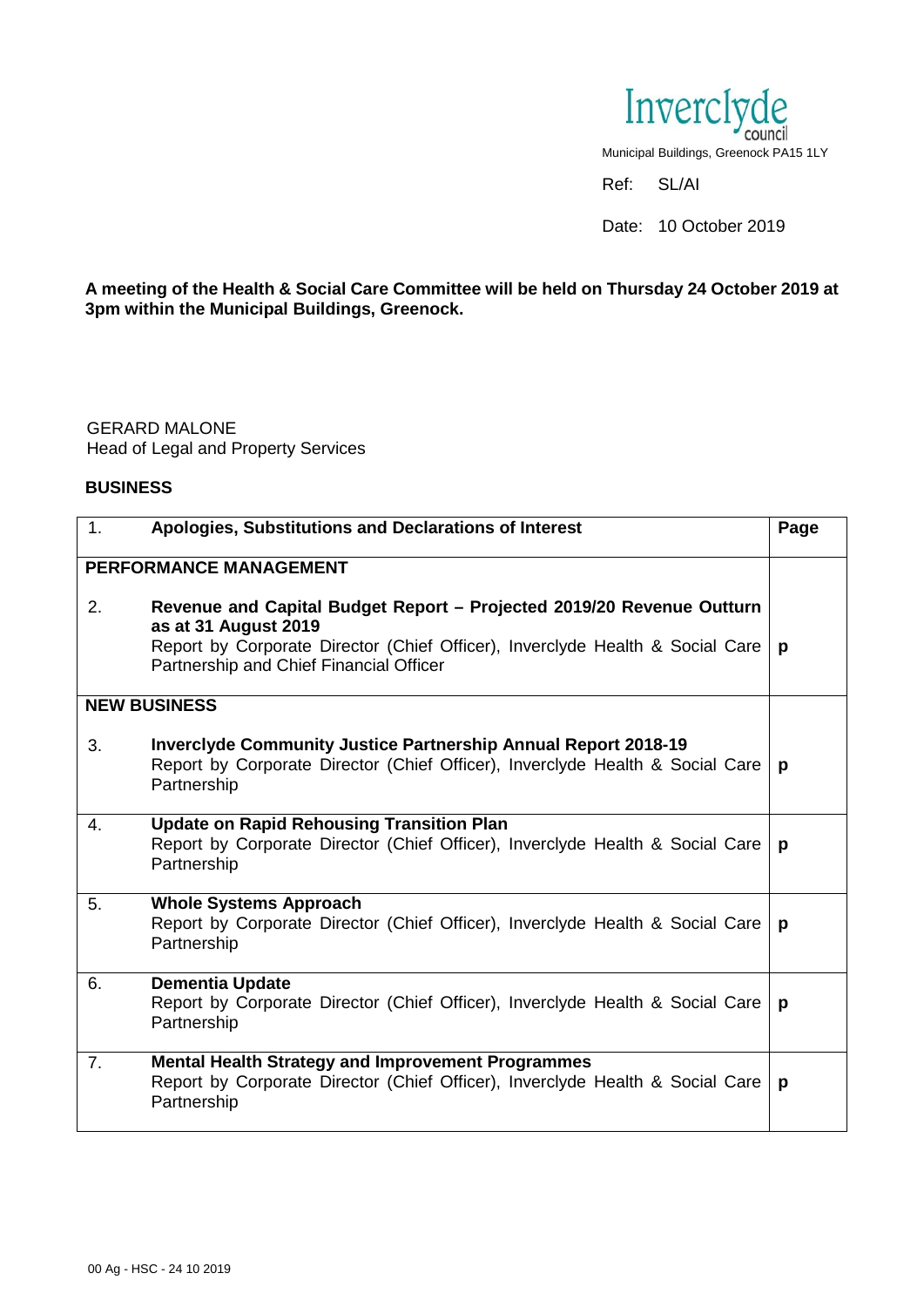Inverclyde council

Municipal Buildings, Greenock PA15 1LY

Ref: SL/AI

Date: 10 October 2019

**A meeting of the Health & Social Care Committee will be held on Thursday 24 October 2019 at 3pm within the Municipal Buildings, Greenock.**

GERARD MALONE
Head of Legal and Property Services

**BUSINESS**

| | | Page |
|---|---|---|
| 1. | **Apologies, Substitutions and Declarations of Interest** | |
| **PERFORMANCE MANAGEMENT** | | |
| 2. | **Revenue and Capital Budget Report – Projected 2019/20 Revenue Outturn as at 31 August 2019**<br>Report by Corporate Director (Chief Officer), Inverclyde Health & Social Care Partnership and Chief Financial Officer | **p** |
| **NEW BUSINESS** | | |
| 3. | **Inverclyde Community Justice Partnership Annual Report 2018-19**<br>Report by Corporate Director (Chief Officer), Inverclyde Health & Social Care Partnership | **p** |
| 4. | **Update on Rapid Rehousing Transition Plan**<br>Report by Corporate Director (Chief Officer), Inverclyde Health & Social Care Partnership | **p** |
| 5. | **Whole Systems Approach**<br>Report by Corporate Director (Chief Officer), Inverclyde Health & Social Care Partnership | **p** |
| 6. | **Dementia Update**<br>Report by Corporate Director (Chief Officer), Inverclyde Health & Social Care Partnership | **p** |
| 7. | **Mental Health Strategy and Improvement Programmes**<br>Report by Corporate Director (Chief Officer), Inverclyde Health & Social Care Partnership | **p** |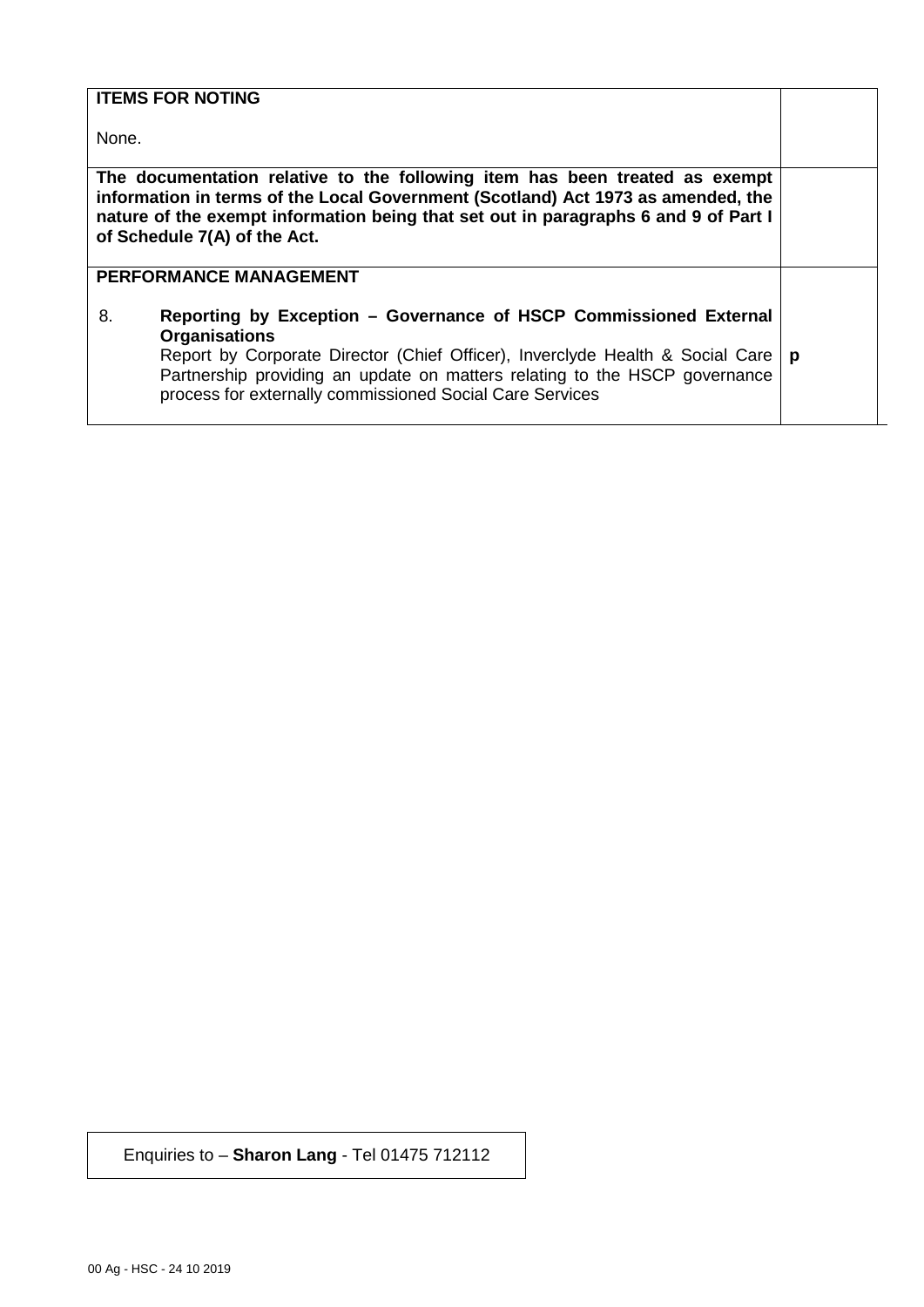| | |
|---|---|
| **ITEMS FOR NOTING**<br><br>None. | |
| **The documentation relative to the following item has been treated as exempt information in terms of the Local Government (Scotland) Act 1973 as amended, the nature of the exempt information being that set out in paragraphs 6 and 9 of Part I of Schedule 7(A) of the Act.** | |
| **PERFORMANCE MANAGEMENT**<br><br>8. **Reporting by Exception – Governance of HSCP Commissioned External Organisations**<br>Report by Corporate Director (Chief Officer), Inverclyde Health & Social Care Partnership providing an update on matters relating to the HSCP governance process for externally commissioned Social Care Services | **p** |

Enquiries to – **Sharon Lang** - Tel 01475 712112

00 Ag - HSC - 24 10 2019